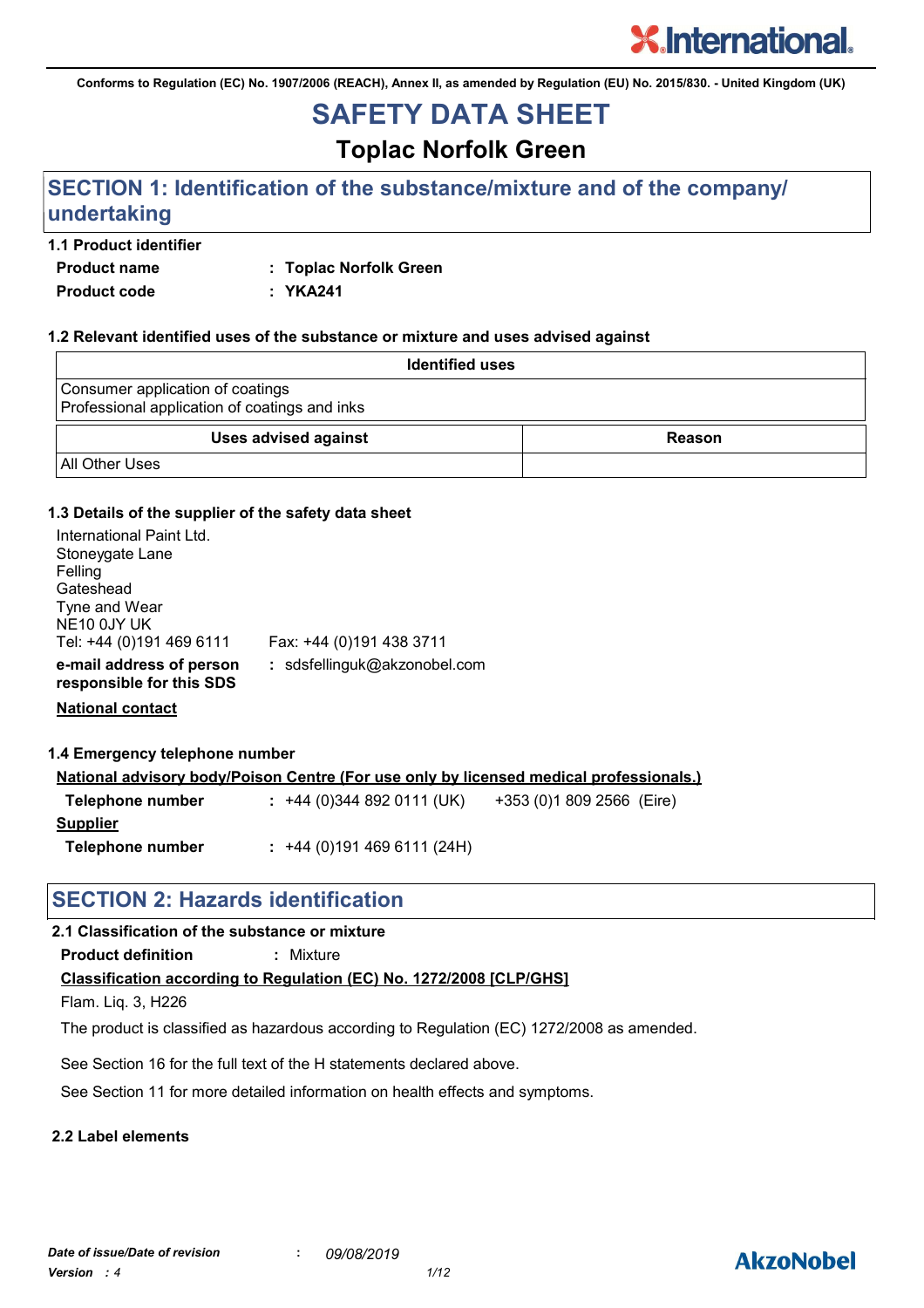Conforms to Regulation (EC) No. 1907/2006 (REACH), Annex II, as amended by Regulation (EU) No. 2015/830. - United Kingdom (UK)

# SAFETY DATA SHEET

## Toplac Norfolk Green

## SECTION 1: Identification of the substance/mixture and of the company/ undertaking

### 1.1 Product identifier

**Product name** : **Toplac Norfolk Green**

**Product code** : **YKA241**

### 1.2 Relevant identified uses of the substance or mixture and uses advised against

| Identified uses |
|---|
| Consumer application of coatings<br>Professional application of coatings and inks |

| Uses advised against | Reason |
|---|---|
| All Other Uses | |

### 1.3 Details of the supplier of the safety data sheet

International Paint Ltd.
Stoneygate Lane
Felling
Gateshead
Tyne and Wear
NE10 0JY UK
Tel: +44 (0)191 469 6111 Fax: +44 (0)191 438 3711

**e-mail address of person responsible for this SDS** : sdsfellinguk@akzonobel.com

**National contact**

### 1.4 Emergency telephone number

**National advisory body/Poison Centre (For use only by licensed medical professionals.)**

**Telephone number** : +44 (0)344 892 0111 (UK) +353 (0)1 809 2566 (Eire)

**Supplier**

**Telephone number** : +44 (0)191 469 6111 (24H)

## SECTION 2: Hazards identification

### 2.1 Classification of the substance or mixture

**Product definition** : Mixture

**Classification according to Regulation (EC) No. 1272/2008 [CLP/GHS]**

Flam. Liq. 3, H226

The product is classified as hazardous according to Regulation (EC) 1272/2008 as amended.

See Section 16 for the full text of the H statements declared above.

See Section 11 for more detailed information on health effects and symptoms.

### 2.2 Label elements

*Date of issue/Date of revision* : *09/08/2019*
*Version : 4*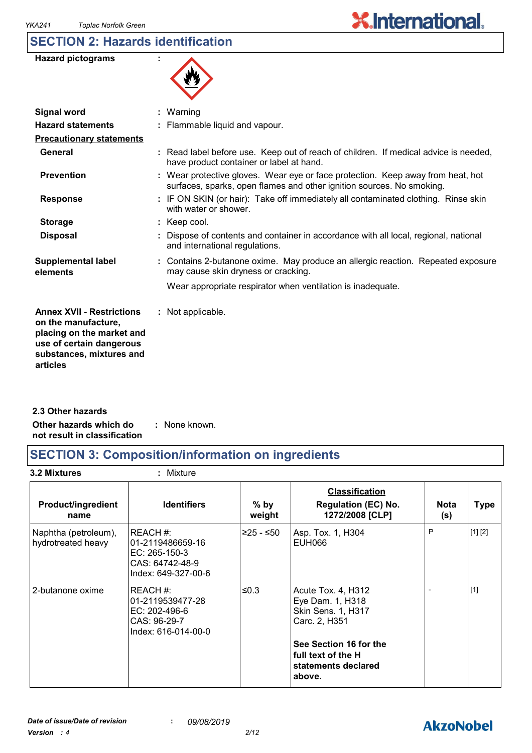## SECTION 2: Hazards identification

**Hazard pictograms** :

**Signal word** : Warning

**Hazard statements** : Flammable liquid and vapour.

**Precautionary statements**

**General** : Read label before use. Keep out of reach of children. If medical advice is needed, have product container or label at hand.

**Prevention** : Wear protective gloves. Wear eye or face protection. Keep away from heat, hot surfaces, sparks, open flames and other ignition sources. No smoking.

**Response** : IF ON SKIN (or hair): Take off immediately all contaminated clothing. Rinse skin with water or shower.

**Storage** : Keep cool.

**Disposal** : Dispose of contents and container in accordance with all local, regional, national and international regulations.

**Supplemental label elements** : Contains 2-butanone oxime. May produce an allergic reaction. Repeated exposure may cause skin dryness or cracking.

Wear appropriate respirator when ventilation is inadequate.

**Annex XVII - Restrictions on the manufacture, placing on the market and use of certain dangerous substances, mixtures and articles** : Not applicable.

### 2.3 Other hazards

**Other hazards which do not result in classification** : None known.

## SECTION 3: Composition/information on ingredients

**3.2 Mixtures** : Mixture

| Product/ingredient name | Identifiers | % by weight | Classification Regulation (EC) No. 1272/2008 [CLP] | Nota (s) | Type |
|---|---|---|---|---|---|
| Naphtha (petroleum), hydrotreated heavy | REACH #: 01-2119486659-16<br>EC: 265-150-3<br>CAS: 64742-48-9<br>Index: 649-327-00-6 | ≥25 - ≤50 | Asp. Tox. 1, H304<br>EUH066 | P | [1] [2] |
| 2-butanone oxime | REACH #: 01-2119539477-28<br>EC: 202-496-6<br>CAS: 96-29-7<br>Index: 616-014-00-0 | ≤0.3 | Acute Tox. 4, H312<br>Eye Dam. 1, H318<br>Skin Sens. 1, H317<br>Carc. 2, H351<br><br>**See Section 16 for the full text of the H statements declared above.** | - | [1] |

*Date of issue/Date of revision* : *09/08/2019*

*Version : 4*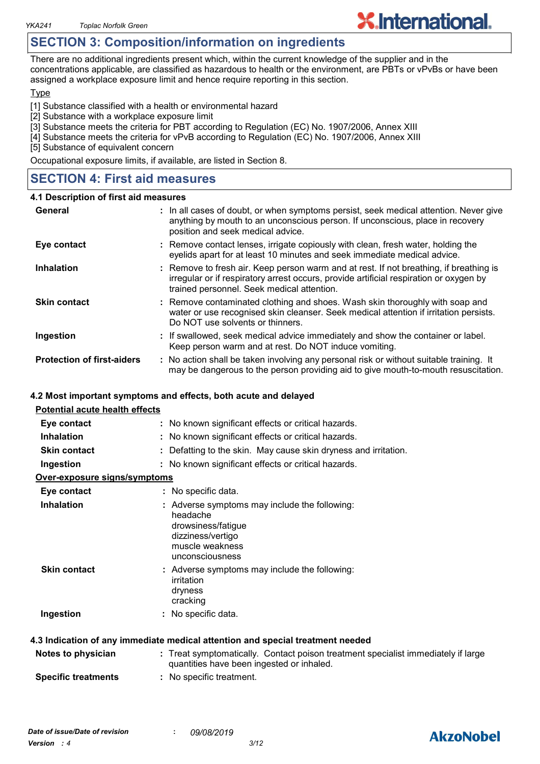## SECTION 3: Composition/information on ingredients

There are no additional ingredients present which, within the current knowledge of the supplier and in the concentrations applicable, are classified as hazardous to health or the environment, are PBTs or vPvBs or have been assigned a workplace exposure limit and hence require reporting in this section.

Type

[1] Substance classified with a health or environmental hazard
[2] Substance with a workplace exposure limit
[3] Substance meets the criteria for PBT according to Regulation (EC) No. 1907/2006, Annex XIII
[4] Substance meets the criteria for vPvB according to Regulation (EC) No. 1907/2006, Annex XIII
[5] Substance of equivalent concern

Occupational exposure limits, if available, are listed in Section 8.

## SECTION 4: First aid measures

### 4.1 Description of first aid measures

| | |
|---|---|
| **General** | : In all cases of doubt, or when symptoms persist, seek medical attention. Never give anything by mouth to an unconscious person. If unconscious, place in recovery position and seek medical advice. |
| **Eye contact** | : Remove contact lenses, irrigate copiously with clean, fresh water, holding the eyelids apart for at least 10 minutes and seek immediate medical advice. |
| **Inhalation** | : Remove to fresh air. Keep person warm and at rest. If not breathing, if breathing is irregular or if respiratory arrest occurs, provide artificial respiration or oxygen by trained personnel. Seek medical attention. |
| **Skin contact** | : Remove contaminated clothing and shoes. Wash skin thoroughly with soap and water or use recognised skin cleanser. Seek medical attention if irritation persists. Do NOT use solvents or thinners. |
| **Ingestion** | : If swallowed, seek medical advice immediately and show the container or label. Keep person warm and at rest. Do NOT induce vomiting. |
| **Protection of first-aiders** | : No action shall be taken involving any personal risk or without suitable training. It may be dangerous to the person providing aid to give mouth-to-mouth resuscitation. |

### 4.2 Most important symptoms and effects, both acute and delayed

**Potential acute health effects**

| | |
|---|---|
| **Eye contact** | : No known significant effects or critical hazards. |
| **Inhalation** | : No known significant effects or critical hazards. |
| **Skin contact** | : Defatting to the skin. May cause skin dryness and irritation. |
| **Ingestion** | : No known significant effects or critical hazards. |

**Over-exposure signs/symptoms**

| | |
|---|---|
| **Eye contact** | : No specific data. |
| **Inhalation** | : Adverse symptoms may include the following:<br>headache<br>drowsiness/fatigue<br>dizziness/vertigo<br>muscle weakness<br>unconsciousness |
| **Skin contact** | : Adverse symptoms may include the following:<br>irritation<br>dryness<br>cracking |
| **Ingestion** | : No specific data. |

### 4.3 Indication of any immediate medical attention and special treatment needed

| | |
|---|---|
| **Notes to physician** | : Treat symptomatically. Contact poison treatment specialist immediately if large quantities have been ingested or inhaled. |
| **Specific treatments** | : No specific treatment. |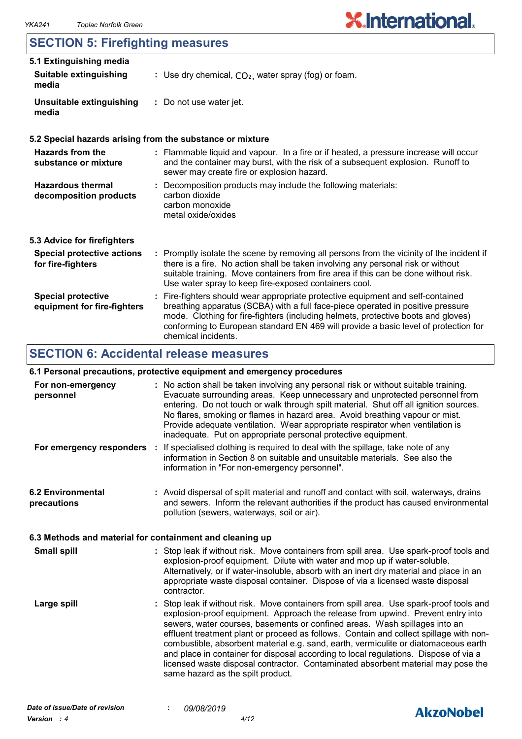## SECTION 5: Firefighting measures

### 5.1 Extinguishing media

**Suitable extinguishing media** : Use dry chemical, $CO_2$, water spray (fog) or foam.

**Unsuitable extinguishing media** : Do not use water jet.

### 5.2 Special hazards arising from the substance or mixture

**Hazards from the substance or mixture** : Flammable liquid and vapour. In a fire or if heated, a pressure increase will occur and the container may burst, with the risk of a subsequent explosion. Runoff to sewer may create fire or explosion hazard.

**Hazardous thermal decomposition products** : Decomposition products may include the following materials:
carbon dioxide
carbon monoxide
metal oxide/oxides

### 5.3 Advice for firefighters

**Special protective actions for fire-fighters** : Promptly isolate the scene by removing all persons from the vicinity of the incident if there is a fire. No action shall be taken involving any personal risk or without suitable training. Move containers from fire area if this can be done without risk. Use water spray to keep fire-exposed containers cool.

**Special protective equipment for fire-fighters** : Fire-fighters should wear appropriate protective equipment and self-contained breathing apparatus (SCBA) with a full face-piece operated in positive pressure mode. Clothing for fire-fighters (including helmets, protective boots and gloves) conforming to European standard EN 469 will provide a basic level of protection for chemical incidents.

## SECTION 6: Accidental release measures

### 6.1 Personal precautions, protective equipment and emergency procedures

**For non-emergency personnel** : No action shall be taken involving any personal risk or without suitable training. Evacuate surrounding areas. Keep unnecessary and unprotected personnel from entering. Do not touch or walk through spilt material. Shut off all ignition sources. No flares, smoking or flames in hazard area. Avoid breathing vapour or mist. Provide adequate ventilation. Wear appropriate respirator when ventilation is inadequate. Put on appropriate personal protective equipment.

**For emergency responders** : If specialised clothing is required to deal with the spillage, take note of any information in Section 8 on suitable and unsuitable materials. See also the information in "For non-emergency personnel".

### 6.2 Environmental precautions

: Avoid dispersal of spilt material and runoff and contact with soil, waterways, drains and sewers. Inform the relevant authorities if the product has caused environmental pollution (sewers, waterways, soil or air).

### 6.3 Methods and material for containment and cleaning up

**Small spill** : Stop leak if without risk. Move containers from spill area. Use spark-proof tools and explosion-proof equipment. Dilute with water and mop up if water-soluble. Alternatively, or if water-insoluble, absorb with an inert dry material and place in an appropriate waste disposal container. Dispose of via a licensed waste disposal contractor.

**Large spill** : Stop leak if without risk. Move containers from spill area. Use spark-proof tools and explosion-proof equipment. Approach the release from upwind. Prevent entry into sewers, water courses, basements or confined areas. Wash spillages into an effluent treatment plant or proceed as follows. Contain and collect spillage with non-combustible, absorbent material e.g. sand, earth, vermiculite or diatomaceous earth and place in container for disposal according to local regulations. Dispose of via a licensed waste disposal contractor. Contaminated absorbent material may pose the same hazard as the spilt product.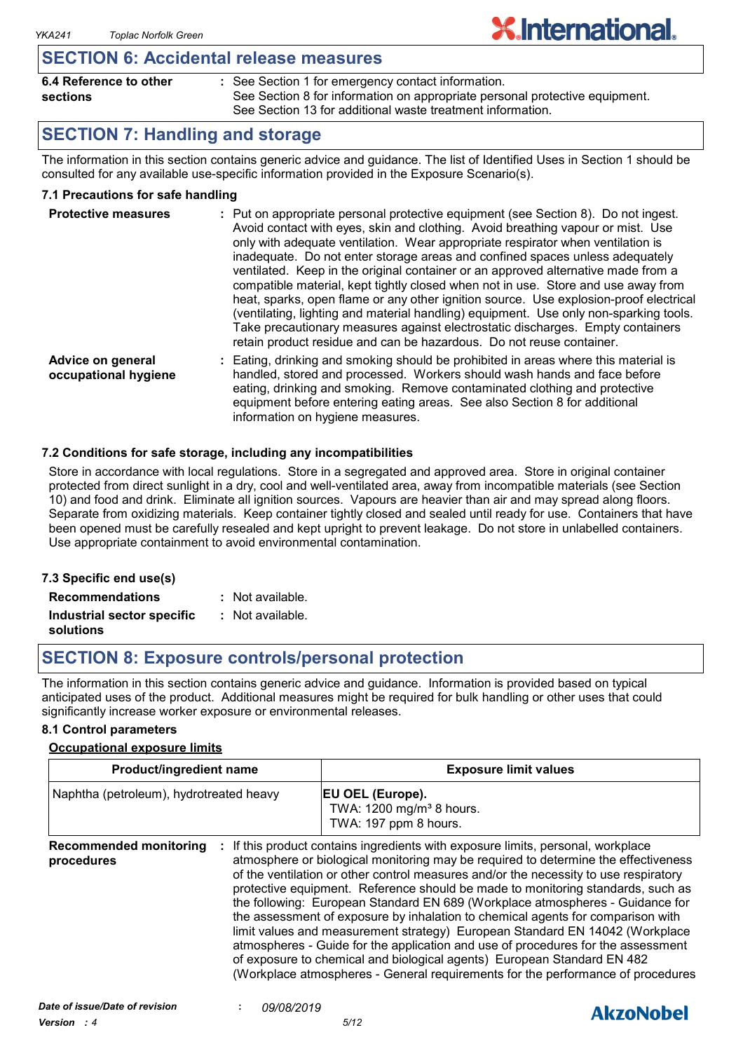## SECTION 6: Accidental release measures

**6.4 Reference to other sections** : See Section 1 for emergency contact information.
See Section 8 for information on appropriate personal protective equipment.
See Section 13 for additional waste treatment information.

## SECTION 7: Handling and storage

The information in this section contains generic advice and guidance. The list of Identified Uses in Section 1 should be consulted for any available use-specific information provided in the Exposure Scenario(s).

### 7.1 Precautions for safe handling

**Protective measures** : Put on appropriate personal protective equipment (see Section 8). Do not ingest. Avoid contact with eyes, skin and clothing. Avoid breathing vapour or mist. Use only with adequate ventilation. Wear appropriate respirator when ventilation is inadequate. Do not enter storage areas and confined spaces unless adequately ventilated. Keep in the original container or an approved alternative made from a compatible material, kept tightly closed when not in use. Store and use away from heat, sparks, open flame or any other ignition source. Use explosion-proof electrical (ventilating, lighting and material handling) equipment. Use only non-sparking tools. Take precautionary measures against electrostatic discharges. Empty containers retain product residue and can be hazardous. Do not reuse container.

**Advice on general occupational hygiene** : Eating, drinking and smoking should be prohibited in areas where this material is handled, stored and processed. Workers should wash hands and face before eating, drinking and smoking. Remove contaminated clothing and protective equipment before entering eating areas. See also Section 8 for additional information on hygiene measures.

### 7.2 Conditions for safe storage, including any incompatibilities

Store in accordance with local regulations. Store in a segregated and approved area. Store in original container protected from direct sunlight in a dry, cool and well-ventilated area, away from incompatible materials (see Section 10) and food and drink. Eliminate all ignition sources. Vapours are heavier than air and may spread along floors. Separate from oxidizing materials. Keep container tightly closed and sealed until ready for use. Containers that have been opened must be carefully resealed and kept upright to prevent leakage. Do not store in unlabelled containers. Use appropriate containment to avoid environmental contamination.

### 7.3 Specific end use(s)

**Recommendations** : Not available.

**Industrial sector specific solutions** : Not available.

## SECTION 8: Exposure controls/personal protection

The information in this section contains generic advice and guidance. Information is provided based on typical anticipated uses of the product. Additional measures might be required for bulk handling or other uses that could significantly increase worker exposure or environmental releases.

### 8.1 Control parameters

**Occupational exposure limits**

| Product/ingredient name | Exposure limit values |
| --- | --- |
| Naphtha (petroleum), hydrotreated heavy | **EU OEL (Europe).**<br>TWA: 1200 mg/m³ 8 hours.<br>TWA: 197 ppm 8 hours. |

**Recommended monitoring procedures** : If this product contains ingredients with exposure limits, personal, workplace atmosphere or biological monitoring may be required to determine the effectiveness of the ventilation or other control measures and/or the necessity to use respiratory protective equipment. Reference should be made to monitoring standards, such as the following: European Standard EN 689 (Workplace atmospheres - Guidance for the assessment of exposure by inhalation to chemical agents for comparison with limit values and measurement strategy) European Standard EN 14042 (Workplace atmospheres - Guide for the application and use of procedures for the assessment of exposure to chemical and biological agents) European Standard EN 482 (Workplace atmospheres - General requirements for the performance of procedures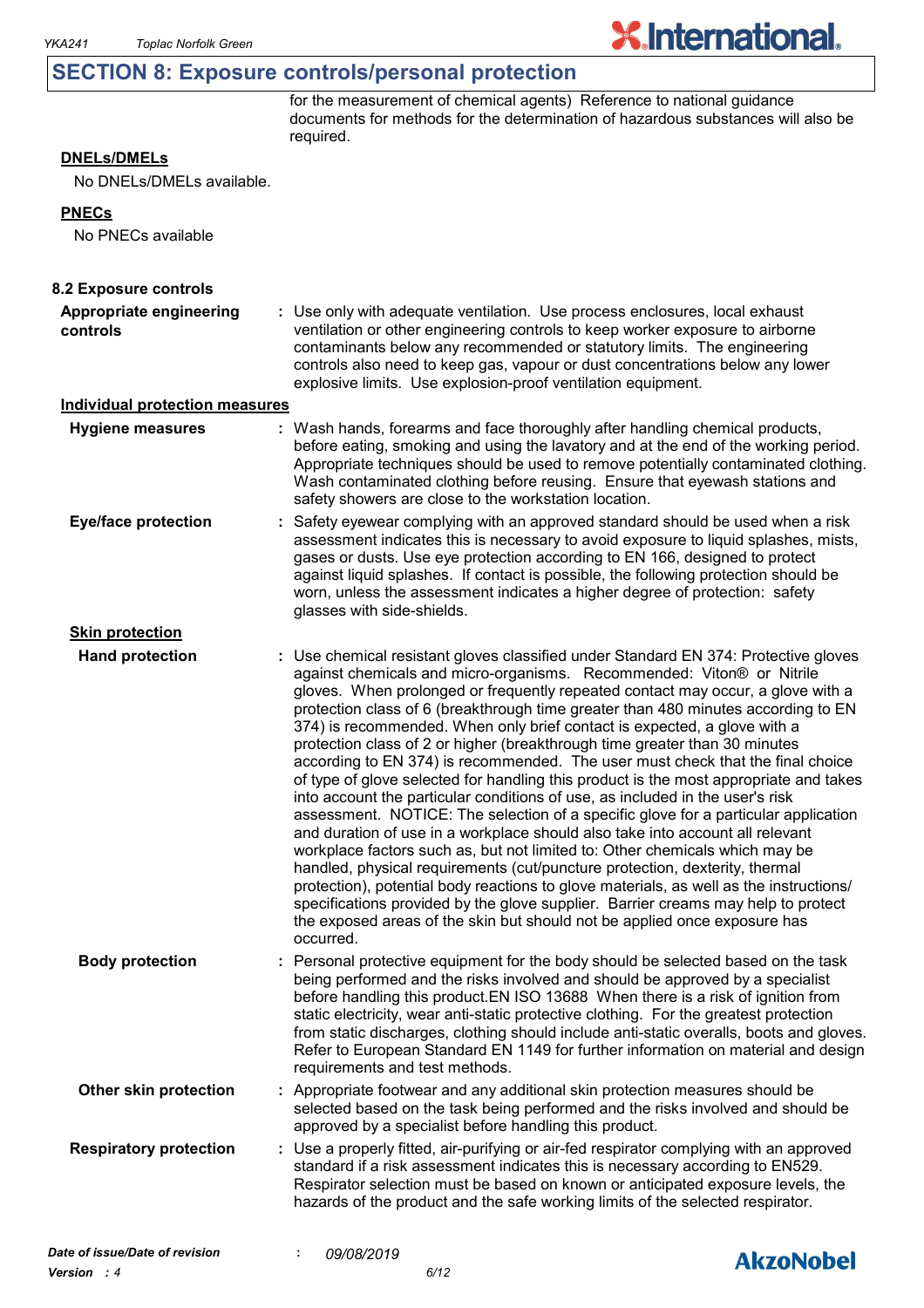## SECTION 8: Exposure controls/personal protection

for the measurement of chemical agents) Reference to national guidance documents for methods for the determination of hazardous substances will also be required.

**DNELs/DMELs**

No DNELs/DMELs available.

**PNECs**

No PNECs available

### 8.2 Exposure controls

**Appropriate engineering controls** : Use only with adequate ventilation. Use process enclosures, local exhaust ventilation or other engineering controls to keep worker exposure to airborne contaminants below any recommended or statutory limits. The engineering controls also need to keep gas, vapour or dust concentrations below any lower explosive limits. Use explosion-proof ventilation equipment.

**Individual protection measures**

**Hygiene measures** : Wash hands, forearms and face thoroughly after handling chemical products, before eating, smoking and using the lavatory and at the end of the working period. Appropriate techniques should be used to remove potentially contaminated clothing. Wash contaminated clothing before reusing. Ensure that eyewash stations and safety showers are close to the workstation location.

**Eye/face protection** : Safety eyewear complying with an approved standard should be used when a risk assessment indicates this is necessary to avoid exposure to liquid splashes, mists, gases or dusts. Use eye protection according to EN 166, designed to protect against liquid splashes. If contact is possible, the following protection should be worn, unless the assessment indicates a higher degree of protection: safety glasses with side-shields.

**Skin protection**

**Hand protection** : Use chemical resistant gloves classified under Standard EN 374: Protective gloves against chemicals and micro-organisms. Recommended: Viton® or Nitrile gloves. When prolonged or frequently repeated contact may occur, a glove with a protection class of 6 (breakthrough time greater than 480 minutes according to EN 374) is recommended. When only brief contact is expected, a glove with a protection class of 2 or higher (breakthrough time greater than 30 minutes according to EN 374) is recommended. The user must check that the final choice of type of glove selected for handling this product is the most appropriate and takes into account the particular conditions of use, as included in the user's risk assessment. NOTICE: The selection of a specific glove for a particular application and duration of use in a workplace should also take into account all relevant workplace factors such as, but not limited to: Other chemicals which may be handled, physical requirements (cut/puncture protection, dexterity, thermal protection), potential body reactions to glove materials, as well as the instructions/ specifications provided by the glove supplier. Barrier creams may help to protect the exposed areas of the skin but should not be applied once exposure has occurred.

**Body protection** : Personal protective equipment for the body should be selected based on the task being performed and the risks involved and should be approved by a specialist before handling this product.EN ISO 13688 When there is a risk of ignition from static electricity, wear anti-static protective clothing. For the greatest protection from static discharges, clothing should include anti-static overalls, boots and gloves. Refer to European Standard EN 1149 for further information on material and design requirements and test methods.

**Other skin protection** : Appropriate footwear and any additional skin protection measures should be selected based on the task being performed and the risks involved and should be approved by a specialist before handling this product.

**Respiratory protection** : Use a properly fitted, air-purifying or air-fed respirator complying with an approved standard if a risk assessment indicates this is necessary according to EN529. Respirator selection must be based on known or anticipated exposure levels, the hazards of the product and the safe working limits of the selected respirator.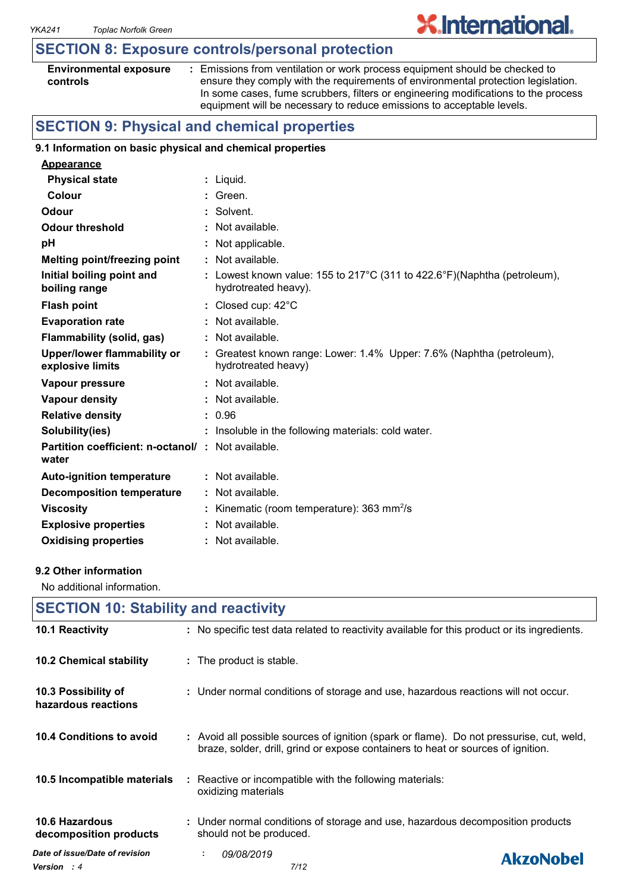## SECTION 8: Exposure controls/personal protection

| | |
|---|---|
| **Environmental exposure controls** | : Emissions from ventilation or work process equipment should be checked to ensure they comply with the requirements of environmental protection legislation. In some cases, fume scrubbers, filters or engineering modifications to the process equipment will be necessary to reduce emissions to acceptable levels. |

## SECTION 9: Physical and chemical properties

### 9.1 Information on basic physical and chemical properties

**Appearance**

| | |
|---|---|
| **Physical state** | : Liquid. |
| **Colour** | : Green. |
| **Odour** | : Solvent. |
| **Odour threshold** | : Not available. |
| **pH** | : Not applicable. |
| **Melting point/freezing point** | : Not available. |
| **Initial boiling point and boiling range** | : Lowest known value: 155 to 217°C (311 to 422.6°F)(Naphtha (petroleum), hydrotreated heavy). |
| **Flash point** | : Closed cup: 42°C |
| **Evaporation rate** | : Not available. |
| **Flammability (solid, gas)** | : Not available. |
| **Upper/lower flammability or explosive limits** | : Greatest known range: Lower: 1.4% Upper: 7.6% (Naphtha (petroleum), hydrotreated heavy) |
| **Vapour pressure** | : Not available. |
| **Vapour density** | : Not available. |
| **Relative density** | : 0.96 |
| **Solubility(ies)** | : Insoluble in the following materials: cold water. |
| **Partition coefficient: n-octanol/ water** | : Not available. |
| **Auto-ignition temperature** | : Not available. |
| **Decomposition temperature** | : Not available. |
| **Viscosity** | : Kinematic (room temperature): 363 $mm^2/s$ |
| **Explosive properties** | : Not available. |
| **Oxidising properties** | : Not available. |

### 9.2 Other information

No additional information.

## SECTION 10: Stability and reactivity

| | |
|---|---|
| **10.1 Reactivity** | : No specific test data related to reactivity available for this product or its ingredients. |
| **10.2 Chemical stability** | : The product is stable. |
| **10.3 Possibility of hazardous reactions** | : Under normal conditions of storage and use, hazardous reactions will not occur. |
| **10.4 Conditions to avoid** | : Avoid all possible sources of ignition (spark or flame). Do not pressurise, cut, weld, braze, solder, drill, grind or expose containers to heat or sources of ignition. |
| **10.5 Incompatible materials** | : Reactive or incompatible with the following materials: oxidizing materials |
| **10.6 Hazardous decomposition products** | : Under normal conditions of storage and use, hazardous decomposition products should not be produced. |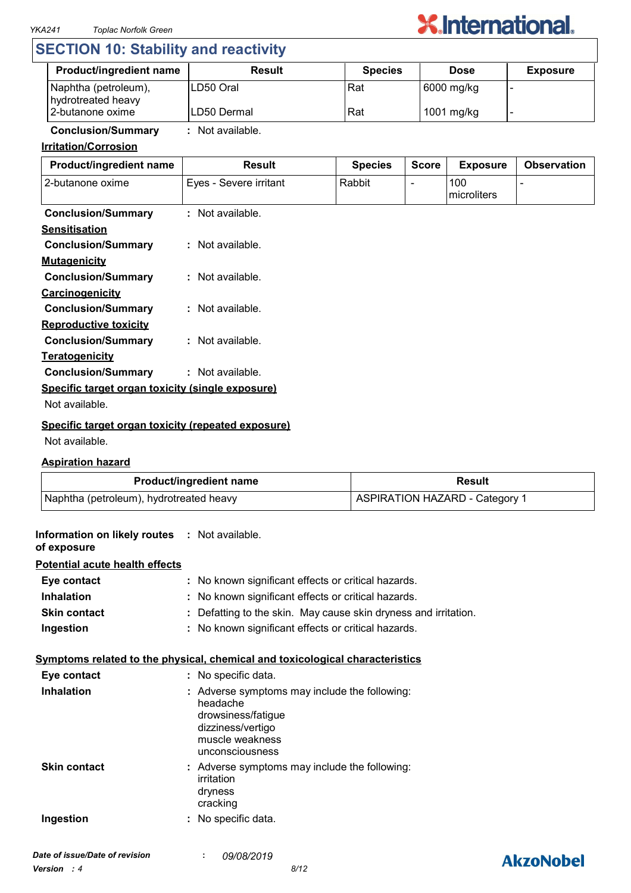## SECTION 10: Stability and reactivity

| Product/ingredient name | Result | Species | Dose | Exposure |
|---|---|---|---|---|
| Naphtha (petroleum), hydrotreated heavy | LD50 Oral | Rat | 6000 mg/kg | - |
| 2-butanone oxime | LD50 Dermal | Rat | 1001 mg/kg | - |

**Conclusion/Summary** : Not available.

**Irritation/Corrosion**

| Product/ingredient name | Result | Species | Score | Exposure | Observation |
|---|---|---|---|---|---|
| 2-butanone oxime | Eyes - Severe irritant | Rabbit | - | 100 microliters | - |

**Conclusion/Summary** : Not available.

**Sensitisation**

**Conclusion/Summary** : Not available.

**Mutagenicity**

**Conclusion/Summary** : Not available.

**Carcinogenicity**

**Conclusion/Summary** : Not available.

**Reproductive toxicity**

**Conclusion/Summary** : Not available.

**Teratogenicity**

**Conclusion/Summary** : Not available.

**Specific target organ toxicity (single exposure)**

Not available.

**Specific target organ toxicity (repeated exposure)**

Not available.

**Aspiration hazard**

| Product/ingredient name | Result |
|---|---|
| Naphtha (petroleum), hydrotreated heavy | ASPIRATION HAZARD - Category 1 |

**Information on likely routes of exposure** : Not available.

**Potential acute health effects**

**Eye contact** : No known significant effects or critical hazards.

**Inhalation** : No known significant effects or critical hazards.

**Skin contact** : Defatting to the skin. May cause skin dryness and irritation.

**Ingestion** : No known significant effects or critical hazards.

**Symptoms related to the physical, chemical and toxicological characteristics**

**Eye contact** : No specific data.

**Inhalation** : Adverse symptoms may include the following:
headache
drowsiness/fatigue
dizziness/vertigo
muscle weakness
unconsciousness

**Skin contact** : Adverse symptoms may include the following:
irritation
dryness
cracking

**Ingestion** : No specific data.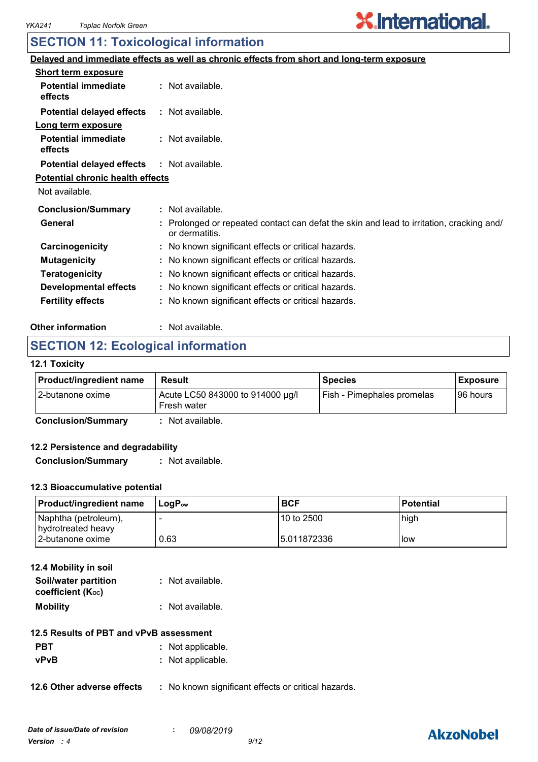## SECTION 11: Toxicological information

**Delayed and immediate effects as well as chronic effects from short and long-term exposure**

**Short term exposure**

**Potential immediate effects** : Not available.

**Potential delayed effects** : Not available.

**Long term exposure**

**Potential immediate effects** : Not available.

**Potential delayed effects** : Not available.

**Potential chronic health effects**

Not available.

**Conclusion/Summary** : Not available.

**General** : Prolonged or repeated contact can defat the skin and lead to irritation, cracking and/ or dermatitis.

**Carcinogenicity** : No known significant effects or critical hazards.

**Mutagenicity** : No known significant effects or critical hazards.

**Teratogenicity** : No known significant effects or critical hazards.

**Developmental effects** : No known significant effects or critical hazards.

**Fertility effects** : No known significant effects or critical hazards.

**Other information** : Not available.

## SECTION 12: Ecological information

### 12.1 Toxicity

| Product/ingredient name | Result | Species | Exposure |
|---|---|---|---|
| 2-butanone oxime | Acute LC50 843000 to 914000 µg/l Fresh water | Fish - Pimephales promelas | 96 hours |

**Conclusion/Summary** : Not available.

### 12.2 Persistence and degradability

**Conclusion/Summary** : Not available.

### 12.3 Bioaccumulative potential

| Product/ingredient name | $LogP_{ow}$ | BCF | Potential |
|---|---|---|---|
| Naphtha (petroleum), hydrotreated heavy | - | 10 to 2500 | high |
| 2-butanone oxime | 0.63 | 5.011872336 | low |

### 12.4 Mobility in soil

**Soil/water partition coefficient ($K_{OC}$)** : Not available.

**Mobility** : Not available.

### 12.5 Results of PBT and vPvB assessment

**PBT** : Not applicable.

**vPvB** : Not applicable.

### 12.6 Other adverse effects : No known significant effects or critical hazards.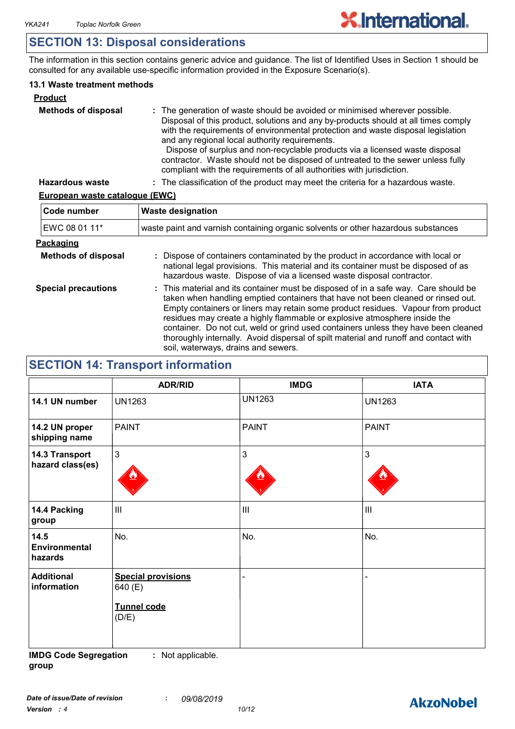## SECTION 13: Disposal considerations

The information in this section contains generic advice and guidance. The list of Identified Uses in Section 1 should be consulted for any available use-specific information provided in the Exposure Scenario(s).

### 13.1 Waste treatment methods

**Product**

**Methods of disposal** : The generation of waste should be avoided or minimised wherever possible. Disposal of this product, solutions and any by-products should at all times comply with the requirements of environmental protection and waste disposal legislation and any regional local authority requirements. Dispose of surplus and non-recyclable products via a licensed waste disposal contractor. Waste should not be disposed of untreated to the sewer unless fully compliant with the requirements of all authorities with jurisdiction.

**Hazardous waste** : The classification of the product may meet the criteria for a hazardous waste.

**European waste catalogue (EWC)**

| Code number | Waste designation |
|---|---|
| EWC 08 01 11* | waste paint and varnish containing organic solvents or other hazardous substances |

**Packaging**

**Methods of disposal** : Dispose of containers contaminated by the product in accordance with local or national legal provisions. This material and its container must be disposed of as hazardous waste. Dispose of via a licensed waste disposal contractor.

**Special precautions** : This material and its container must be disposed of in a safe way. Care should be taken when handling emptied containers that have not been cleaned or rinsed out. Empty containers or liners may retain some product residues. Vapour from product residues may create a highly flammable or explosive atmosphere inside the container. Do not cut, weld or grind used containers unless they have been cleaned thoroughly internally. Avoid dispersal of spilt material and runoff and contact with soil, waterways, drains and sewers.

## SECTION 14: Transport information

| | ADR/RID | IMDG | IATA |
|---|---|---|---|
| **14.1 UN number** | UN1263 | UN1263 | UN1263 |
| **14.2 UN proper shipping name** | PAINT | PAINT | PAINT |
| **14.3 Transport hazard class(es)** | 3 | 3 | 3 |
| **14.4 Packing group** | III | III | III |
| **14.5 Environmental hazards** | No. | No. | No. |
| **Additional information** | **Special provisions** 640 (E) **Tunnel code** (D/E) | - | - |

**IMDG Code Segregation group** : Not applicable.

*Date of issue/Date of revision* : *09/08/2019*
*Version : 4*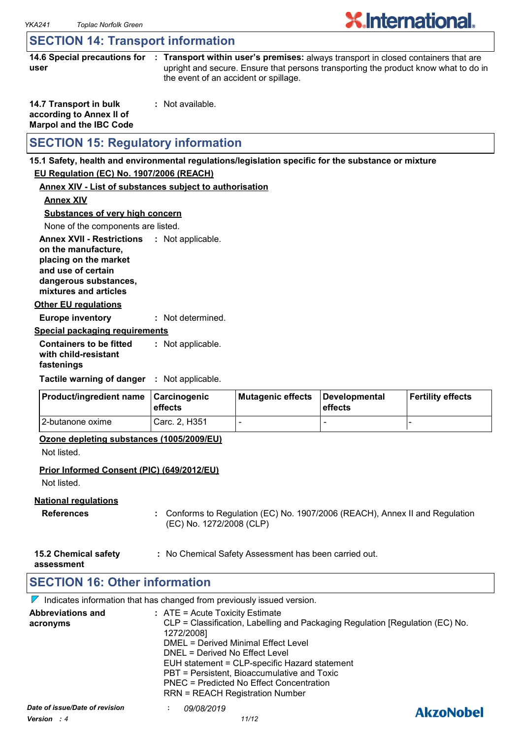## SECTION 14: Transport information

**14.6 Special precautions for user** : **Transport within user's premises:** always transport in closed containers that are upright and secure. Ensure that persons transporting the product know what to do in the event of an accident or spillage.

**14.7 Transport in bulk according to Annex II of Marpol and the IBC Code** : Not available.

## SECTION 15: Regulatory information

**15.1 Safety, health and environmental regulations/legislation specific for the substance or mixture**

**EU Regulation (EC) No. 1907/2006 (REACH)**

**Annex XIV - List of substances subject to authorisation**

**Annex XIV**

**Substances of very high concern**

None of the components are listed.

**Annex XVII - Restrictions on the manufacture, placing on the market and use of certain dangerous substances, mixtures and articles** : Not applicable.

**Other EU regulations**

**Europe inventory** : Not determined.

**Special packaging requirements**

**Containers to be fitted with child-resistant fastenings** : Not applicable.

**Tactile warning of danger** : Not applicable.

| Product/ingredient name | Carcinogenic effects | Mutagenic effects | Developmental effects | Fertility effects |
|---|---|---|---|---|
| 2-butanone oxime | Carc. 2, H351 | - | - | - |

**Ozone depleting substances (1005/2009/EU)**

Not listed.

**Prior Informed Consent (PIC) (649/2012/EU)**

Not listed.

**National regulations**

**References** : Conforms to Regulation (EC) No. 1907/2006 (REACH), Annex II and Regulation (EC) No. 1272/2008 (CLP)

**15.2 Chemical safety assessment** : No Chemical Safety Assessment has been carried out.

## SECTION 16: Other information

Indicates information that has changed from previously issued version.

**Abbreviations and acronyms** :
ATE = Acute Toxicity Estimate
CLP = Classification, Labelling and Packaging Regulation [Regulation (EC) No. 1272/2008]
DMEL = Derived Minimal Effect Level
DNEL = Derived No Effect Level
EUH statement = CLP-specific Hazard statement
PBT = Persistent, Bioaccumulative and Toxic
PNEC = Predicted No Effect Concentration
RRN = REACH Registration Number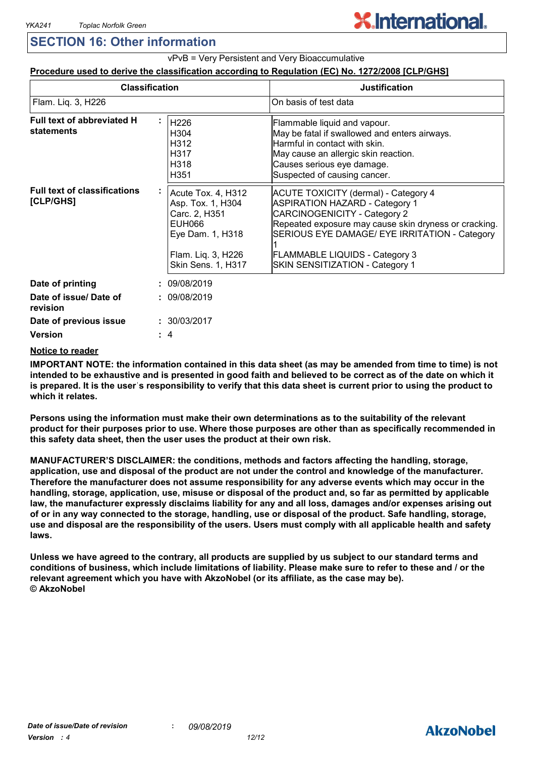## SECTION 16: Other information

vPvB = Very Persistent and Very Bioaccumulative

**Procedure used to derive the classification according to Regulation (EC) No. 1272/2008 [CLP/GHS]**

| Classification | Justification |
| --- | --- |
| Flam. Liq. 3, H226 | On basis of test data |

| | | |
| --- | --- | --- |
| **Full text of abbreviated H statements** | H226<br>H304<br>H312<br>H317<br>H318<br>H351 | Flammable liquid and vapour.<br>May be fatal if swallowed and enters airways.<br>Harmful in contact with skin.<br>May cause an allergic skin reaction.<br>Causes serious eye damage.<br>Suspected of causing cancer. |
| **Full text of classifications [CLP/GHS]** | Acute Tox. 4, H312<br>Asp. Tox. 1, H304<br>Carc. 2, H351<br>EUH066<br>Eye Dam. 1, H318<br>Flam. Liq. 3, H226<br>Skin Sens. 1, H317 | ACUTE TOXICITY (dermal) - Category 4<br>ASPIRATION HAZARD - Category 1<br>CARCINOGENICITY - Category 2<br>Repeated exposure may cause skin dryness or cracking.<br>SERIOUS EYE DAMAGE/ EYE IRRITATION - Category 1<br>FLAMMABLE LIQUIDS - Category 3<br>SKIN SENSITIZATION - Category 1 |

**Date of printing** : 09/08/2019

**Date of issue/ Date of revision** : 09/08/2019

**Date of previous issue** : 30/03/2017

**Version** : 4

**Notice to reader**

**IMPORTANT NOTE: the information contained in this data sheet (as may be amended from time to time) is not intended to be exhaustive and is presented in good faith and believed to be correct as of the date on which it is prepared. It is the user's responsibility to verify that this data sheet is current prior to using the product to which it relates.**

**Persons using the information must make their own determinations as to the suitability of the relevant product for their purposes prior to use. Where those purposes are other than as specifically recommended in this safety data sheet, then the user uses the product at their own risk.**

**MANUFACTURER'S DISCLAIMER: the conditions, methods and factors affecting the handling, storage, application, use and disposal of the product are not under the control and knowledge of the manufacturer. Therefore the manufacturer does not assume responsibility for any adverse events which may occur in the handling, storage, application, use, misuse or disposal of the product and, so far as permitted by applicable law, the manufacturer expressly disclaims liability for any and all loss, damages and/or expenses arising out of or in any way connected to the storage, handling, use or disposal of the product. Safe handling, storage, use and disposal are the responsibility of the users. Users must comply with all applicable health and safety laws.**

**Unless we have agreed to the contrary, all products are supplied by us subject to our standard terms and conditions of business, which include limitations of liability. Please make sure to refer to these and / or the relevant agreement which you have with AkzoNobel (or its affiliate, as the case may be).**
**© AkzoNobel**